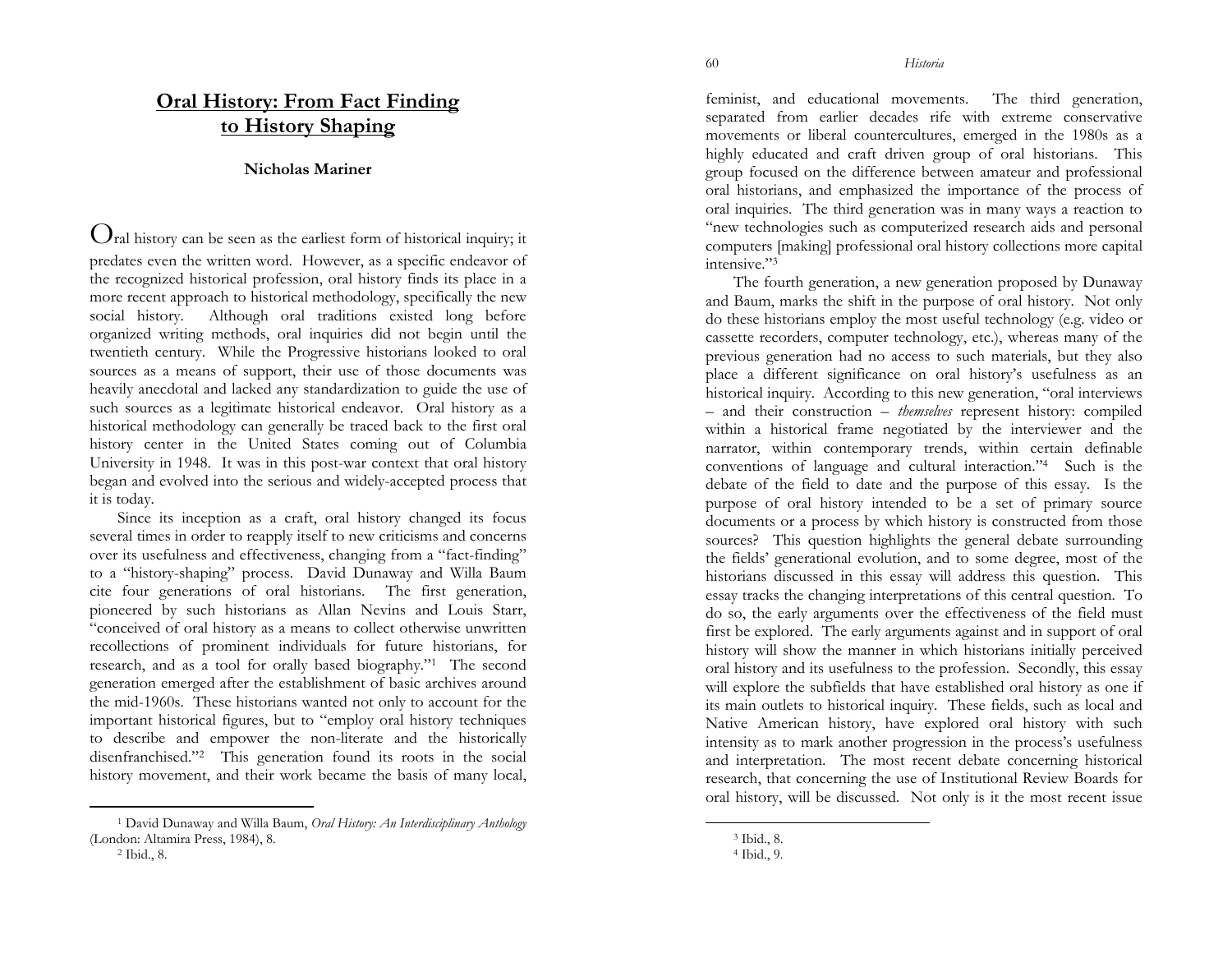# Oral History: From Fact Finding to History Shaping

**Nicholas Mariner**

Oral history can be seen as the earliest form of historical inquiry; it predates even the written word. However, as a specific endeavor of the recognized historical profession, oral history finds its place in a more recent approach to historical methodology, specifically the new social history. Although oral traditions existed long before organized writing methods, oral inquiries did not begin until the twentieth century. While the Progressive historians looked to oral sources as a means of support, their use of those documents was heavily anecdotal and lacked any standardization to guide the use of such sources as a legitimate historical endeavor. Oral history as a historical methodology can generally be traced back to the first oral history center in the United States coming out of Columbia University in 1948. It was in this post-war context that oral history began and evolved into the serious and widely-accepted process that it is today.

Since its inception as a craft, oral history changed its focus several times in order to reapply itself to new criticisms and concerns over its usefulness and effectiveness, changing from a "fact-finding" to a "history-shaping" process. David Dunaway and Willa Baum cite four generations of oral historians. The first generation, pioneered by such historians as Allan Nevins and Louis Starr, "conceived of oral history as a means to collect otherwise unwritten recollections of prominent individuals for future historians, for research, and as a tool for orally based biography."[1] The second generation emerged after the establishment of basic archives around the mid-1960s. These historians wanted not only to account for the important historical figures, but to "employ oral history techniques to describe and empower the non-literate and the historically disenfranchised."[2] This generation found its roots in the social history movement, and their work became the basis of many local, feminist, and educational movements. The third generation, separated from earlier decades rife with extreme conservative movements or liberal countercultures, emerged in the 1980s as a highly educated and craft driven group of oral historians. This group focused on the difference between amateur and professional oral historians, and emphasized the importance of the process of oral inquiries. The third generation was in many ways a reaction to "new technologies such as computerized research aids and personal computers [making] professional oral history collections more capital intensive."[3]

The fourth generation, a new generation proposed by Dunaway and Baum, marks the shift in the purpose of oral history. Not only do these historians employ the most useful technology (e.g. video or cassette recorders, computer technology, etc.), whereas many of the previous generation had no access to such materials, but they also place a different significance on oral history's usefulness as an historical inquiry. According to this new generation, "oral interviews – and their construction – *themselves* represent history: compiled within a historical frame negotiated by the interviewer and the narrator, within contemporary trends, within certain definable conventions of language and cultural interaction."[4] Such is the debate of the field to date and the purpose of this essay. Is the purpose of oral history intended to be a set of primary source documents or a process by which history is constructed from those sources? This question highlights the general debate surrounding the fields' generational evolution, and to some degree, most of the historians discussed in this essay will address this question. This essay tracks the changing interpretations of this central question. To do so, the early arguments over the effectiveness of the field must first be explored. The early arguments against and in support of oral history will show the manner in which historians initially perceived oral history and its usefulness to the profession. Secondly, this essay will explore the subfields that have established oral history as one if its main outlets to historical inquiry. These fields, such as local and Native American history, have explored oral history with such intensity as to mark another progression in the process's usefulness and interpretation. The most recent debate concerning historical research, that concerning the use of Institutional Review Boards for oral history, will be discussed. Not only is it the most recent issue

---

[1] David Dunaway and Willa Baum, *Oral History: An Interdisciplinary Anthology* (London: Altamira Press, 1984), 8.

[2] Ibid., 8.

[3] Ibid., 8.

[4] Ibid., 9.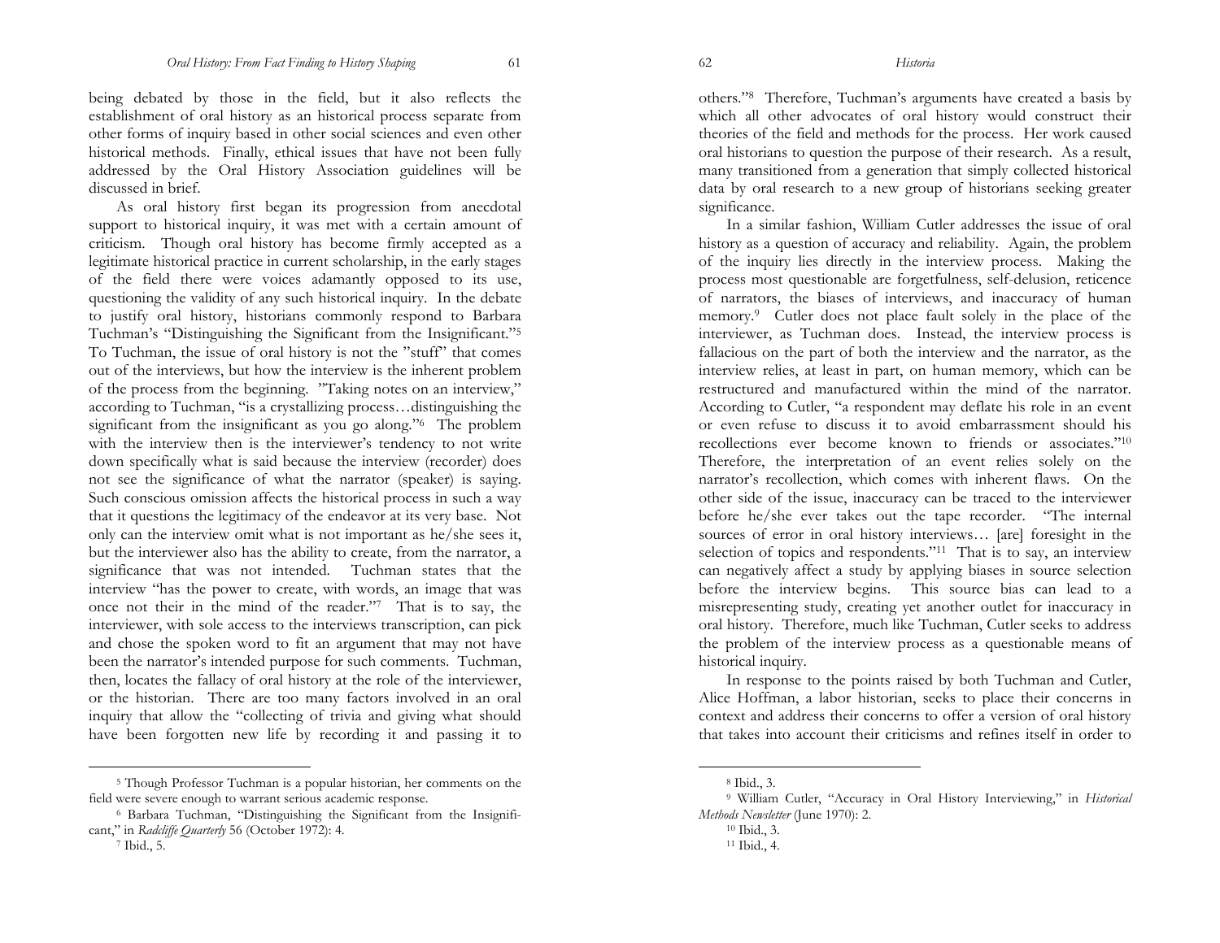being debated by those in the field, but it also reflects the establishment of oral history as an historical process separate from other forms of inquiry based in other social sciences and even other historical methods. Finally, ethical issues that have not been fully addressed by the Oral History Association guidelines will be discussed in brief.

As oral history first began its progression from anecdotal support to historical inquiry, it was met with a certain amount of criticism. Though oral history has become firmly accepted as a legitimate historical practice in current scholarship, in the early stages of the field there were voices adamantly opposed to its use, questioning the validity of any such historical inquiry. In the debate to justify oral history, historians commonly respond to Barbara Tuchman's "Distinguishing the Significant from the Insignificant."[5] To Tuchman, the issue of oral history is not the "stuff" that comes out of the interviews, but how the interview is the inherent problem of the process from the beginning. "Taking notes on an interview," according to Tuchman, "is a crystallizing process…distinguishing the significant from the insignificant as you go along."[6] The problem with the interview then is the interviewer's tendency to not write down specifically what is said because the interview (recorder) does not see the significance of what the narrator (speaker) is saying. Such conscious omission affects the historical process in such a way that it questions the legitimacy of the endeavor at its very base. Not only can the interview omit what is not important as he/she sees it, but the interviewer also has the ability to create, from the narrator, a significance that was not intended. Tuchman states that the interview "has the power to create, with words, an image that was once not their in the mind of the reader."[7] That is to say, the interviewer, with sole access to the interviews transcription, can pick and chose the spoken word to fit an argument that may not have been the narrator's intended purpose for such comments. Tuchman, then, locates the fallacy of oral history at the role of the interviewer, or the historian. There are too many factors involved in an oral inquiry that allow the "collecting of trivia and giving what should have been forgotten new life by recording it and passing it to others."[8] Therefore, Tuchman's arguments have created a basis by which all other advocates of oral history would construct their theories of the field and methods for the process. Her work caused oral historians to question the purpose of their research. As a result, many transitioned from a generation that simply collected historical data by oral research to a new group of historians seeking greater significance.

In a similar fashion, William Cutler addresses the issue of oral history as a question of accuracy and reliability. Again, the problem of the inquiry lies directly in the interview process. Making the process most questionable are forgetfulness, self-delusion, reticence of narrators, the biases of interviews, and inaccuracy of human memory.[9] Cutler does not place fault solely in the place of the interviewer, as Tuchman does. Instead, the interview process is fallacious on the part of both the interview and the narrator, as the interview relies, at least in part, on human memory, which can be restructured and manufactured within the mind of the narrator. According to Cutler, "a respondent may deflate his role in an event or even refuse to discuss it to avoid embarrassment should his recollections ever become known to friends or associates."[10] Therefore, the interpretation of an event relies solely on the narrator's recollection, which comes with inherent flaws. On the other side of the issue, inaccuracy can be traced to the interviewer before he/she ever takes out the tape recorder. "The internal sources of error in oral history interviews… [are] foresight in the selection of topics and respondents."[11] That is to say, an interview can negatively affect a study by applying biases in source selection before the interview begins. This source bias can lead to a misrepresenting study, creating yet another outlet for inaccuracy in oral history. Therefore, much like Tuchman, Cutler seeks to address the problem of the interview process as a questionable means of historical inquiry.

In response to the points raised by both Tuchman and Cutler, Alice Hoffman, a labor historian, seeks to place their concerns in context and address their concerns to offer a version of oral history that takes into account their criticisms and refines itself in order to

---

[5] Though Professor Tuchman is a popular historian, her comments on the field were severe enough to warrant serious academic response.

[6] Barbara Tuchman, "Distinguishing the Significant from the Insignificant," in *Radcliffe Quarterly* 56 (October 1972): 4.

[7] Ibid., 5.

[8] Ibid., 3.

[9] William Cutler, "Accuracy in Oral History Interviewing," in *Historical Methods Newsletter* (June 1970): 2.

[10] Ibid., 3.

[11] Ibid., 4.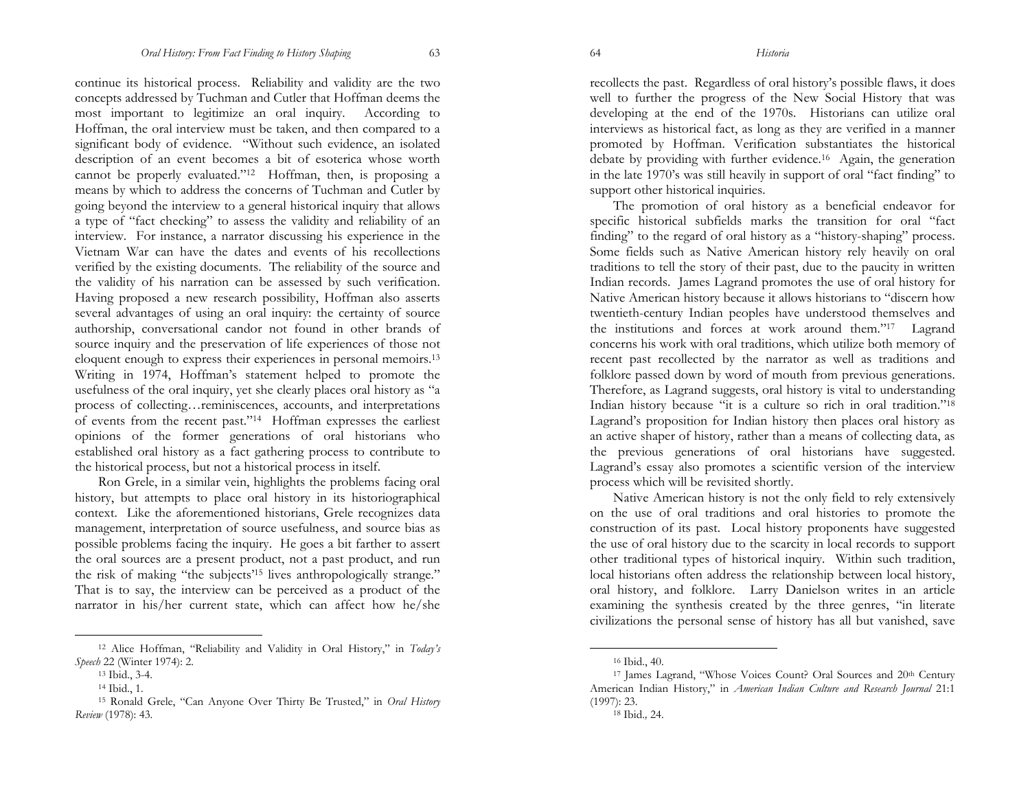continue its historical process. Reliability and validity are the two concepts addressed by Tuchman and Cutler that Hoffman deems the most important to legitimize an oral inquiry. According to Hoffman, the oral interview must be taken, and then compared to a significant body of evidence. "Without such evidence, an isolated description of an event becomes a bit of esoterica whose worth cannot be properly evaluated."[12] Hoffman, then, is proposing a means by which to address the concerns of Tuchman and Cutler by going beyond the interview to a general historical inquiry that allows a type of "fact checking" to assess the validity and reliability of an interview. For instance, a narrator discussing his experience in the Vietnam War can have the dates and events of his recollections verified by the existing documents. The reliability of the source and the validity of his narration can be assessed by such verification. Having proposed a new research possibility, Hoffman also asserts several advantages of using an oral inquiry: the certainty of source authorship, conversational candor not found in other brands of source inquiry and the preservation of life experiences of those not eloquent enough to express their experiences in personal memoirs.[13] Writing in 1974, Hoffman's statement helped to promote the usefulness of the oral inquiry, yet she clearly places oral history as "a process of collecting…reminiscences, accounts, and interpretations of events from the recent past."[14] Hoffman expresses the earliest opinions of the former generations of oral historians who established oral history as a fact gathering process to contribute to the historical process, but not a historical process in itself.

Ron Grele, in a similar vein, highlights the problems facing oral history, but attempts to place oral history in its historiographical context. Like the aforementioned historians, Grele recognizes data management, interpretation of source usefulness, and source bias as possible problems facing the inquiry. He goes a bit farther to assert the oral sources are a present product, not a past product, and run the risk of making "the subjects'[15] lives anthropologically strange." That is to say, the interview can be perceived as a product of the narrator in his/her current state, which can affect how he/she recollects the past. Regardless of oral history's possible flaws, it does well to further the progress of the New Social History that was developing at the end of the 1970s. Historians can utilize oral interviews as historical fact, as long as they are verified in a manner promoted by Hoffman. Verification substantiates the historical debate by providing with further evidence.[16] Again, the generation in the late 1970's was still heavily in support of oral "fact finding" to support other historical inquiries.

The promotion of oral history as a beneficial endeavor for specific historical subfields marks the transition for oral "fact finding" to the regard of oral history as a "history-shaping" process. Some fields such as Native American history rely heavily on oral traditions to tell the story of their past, due to the paucity in written Indian records. James Lagrand promotes the use of oral history for Native American history because it allows historians to "discern how twentieth-century Indian peoples have understood themselves and the institutions and forces at work around them."[17] Lagrand concerns his work with oral traditions, which utilize both memory of recent past recollected by the narrator as well as traditions and folklore passed down by word of mouth from previous generations. Therefore, as Lagrand suggests, oral history is vital to understanding Indian history because "it is a culture so rich in oral tradition."[18] Lagrand's proposition for Indian history then places oral history as an active shaper of history, rather than a means of collecting data, as the previous generations of oral historians have suggested. Lagrand's essay also promotes a scientific version of the interview process which will be revisited shortly.

Native American history is not the only field to rely extensively on the use of oral traditions and oral histories to promote the construction of its past. Local history proponents have suggested the use of oral history due to the scarcity in local records to support other traditional types of historical inquiry. Within such tradition, local historians often address the relationship between local history, oral history, and folklore. Larry Danielson writes in an article examining the synthesis created by the three genres, "in literate civilizations the personal sense of history has all but vanished, save

---

[12] Alice Hoffman, "Reliability and Validity in Oral History," in *Today's Speech* 22 (Winter 1974): 2.

[13] Ibid., 3-4.

[14] Ibid., 1.

[15] Ronald Grele, "Can Anyone Over Thirty Be Trusted," in *Oral History Review* (1978): 43.

[16] Ibid., 40.

[17] James Lagrand, "Whose Voices Count? Oral Sources and 20th Century American Indian History," in *American Indian Culture and Research Journal* 21:1 (1997): 23.

[18] Ibid., 24.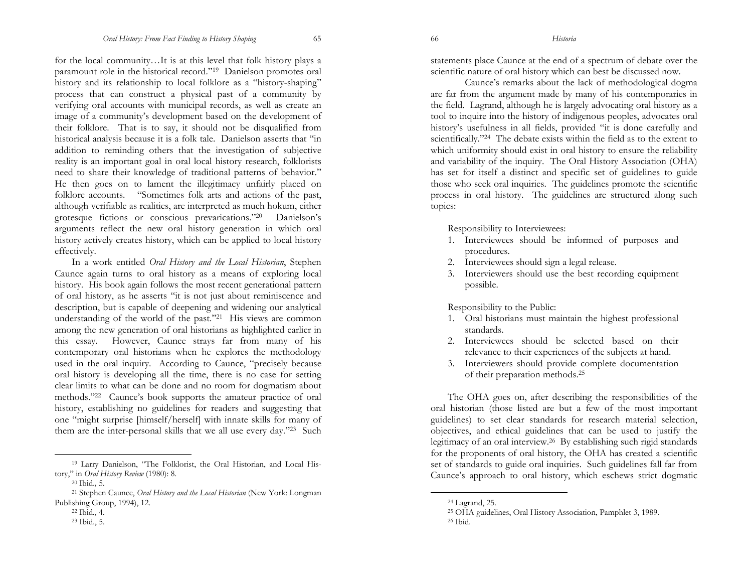for the local community…It is at this level that folk history plays a paramount role in the historical record."[19] Danielson promotes oral history and its relationship to local folklore as a "history-shaping" process that can construct a physical past of a community by verifying oral accounts with municipal records, as well as create an image of a community's development based on the development of their folklore. That is to say, it should not be disqualified from historical analysis because it is a folk tale. Danielson asserts that "in addition to reminding others that the investigation of subjective reality is an important goal in oral local history research, folklorists need to share their knowledge of traditional patterns of behavior." He then goes on to lament the illegitimacy unfairly placed on folklore accounts. "Sometimes folk arts and actions of the past, although verifiable as realities, are interpreted as much hokum, either grotesque fictions or conscious prevarications."[20] Danielson's arguments reflect the new oral history generation in which oral history actively creates history, which can be applied to local history effectively.

In a work entitled *Oral History and the Local Historian*, Stephen Caunce again turns to oral history as a means of exploring local history. His book again follows the most recent generational pattern of oral history, as he asserts "it is not just about reminiscence and description, but is capable of deepening and widening our analytical understanding of the world of the past."[21] His views are common among the new generation of oral historians as highlighted earlier in this essay. However, Caunce strays far from many of his contemporary oral historians when he explores the methodology used in the oral inquiry. According to Caunce, "precisely because oral history is developing all the time, there is no case for setting clear limits to what can be done and no room for dogmatism about methods."[22] Caunce's book supports the amateur practice of oral history, establishing no guidelines for readers and suggesting that one "might surprise [himself/herself] with innate skills for many of them are the inter-personal skills that we all use every day."[23] Such statements place Caunce at the end of a spectrum of debate over the scientific nature of oral history which can best be discussed now.

Caunce's remarks about the lack of methodological dogma are far from the argument made by many of his contemporaries in the field. Lagrand, although he is largely advocating oral history as a tool to inquire into the history of indigenous peoples, advocates oral history's usefulness in all fields, provided "it is done carefully and scientifically."[24] The debate exists within the field as to the extent to which uniformity should exist in oral history to ensure the reliability and variability of the inquiry. The Oral History Association (OHA) has set for itself a distinct and specific set of guidelines to guide those who seek oral inquiries. The guidelines promote the scientific process in oral history. The guidelines are structured along such topics:

Responsibility to Interviewees:

1. Interviewees should be informed of purposes and procedures.
2. Interviewees should sign a legal release.
3. Interviewers should use the best recording equipment possible.

Responsibility to the Public:

1. Oral historians must maintain the highest professional standards.
2. Interviewees should be selected based on their relevance to their experiences of the subjects at hand.
3. Interviewers should provide complete documentation of their preparation methods.[25]

The OHA goes on, after describing the responsibilities of the oral historian (those listed are but a few of the most important guidelines) to set clear standards for research material selection, objectives, and ethical guidelines that can be used to justify the legitimacy of an oral interview.[26] By establishing such rigid standards for the proponents of oral history, the OHA has created a scientific set of standards to guide oral inquiries. Such guidelines fall far from Caunce's approach to oral history, which eschews strict dogmatic

---

[19] Larry Danielson, "The Folklorist, the Oral Historian, and Local History," in *Oral History Review* (1980): 8.

[20] Ibid., 5.

[21] Stephen Caunce, *Oral History and the Local Historian* (New York: Longman Publishing Group, 1994), 12.

[22] Ibid., 4.

[23] Ibid., 5.

[24] Lagrand, 25.

[25] OHA guidelines, Oral History Association, Pamphlet 3, 1989.

[26] Ibid.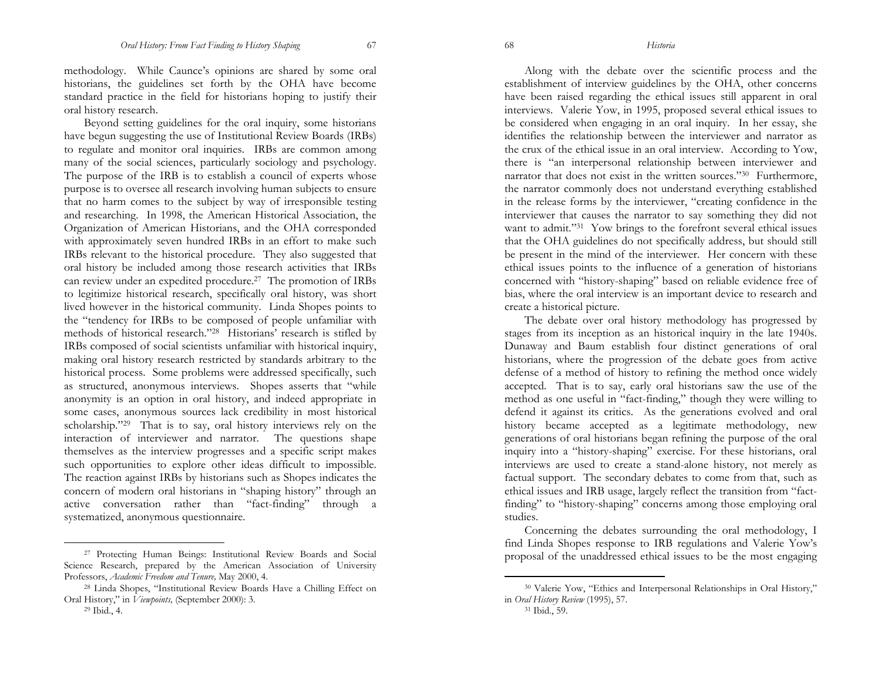methodology. While Caunce's opinions are shared by some oral historians, the guidelines set forth by the OHA have become standard practice in the field for historians hoping to justify their oral history research.

Beyond setting guidelines for the oral inquiry, some historians have begun suggesting the use of Institutional Review Boards (IRBs) to regulate and monitor oral inquiries. IRBs are common among many of the social sciences, particularly sociology and psychology. The purpose of the IRB is to establish a council of experts whose purpose is to oversee all research involving human subjects to ensure that no harm comes to the subject by way of irresponsible testing and researching. In 1998, the American Historical Association, the Organization of American Historians, and the OHA corresponded with approximately seven hundred IRBs in an effort to make such IRBs relevant to the historical procedure. They also suggested that oral history be included among those research activities that IRBs can review under an expedited procedure.[27] The promotion of IRBs to legitimize historical research, specifically oral history, was short lived however in the historical community. Linda Shopes points to the "tendency for IRBs to be composed of people unfamiliar with methods of historical research."[28] Historians' research is stifled by IRBs composed of social scientists unfamiliar with historical inquiry, making oral history research restricted by standards arbitrary to the historical process. Some problems were addressed specifically, such as structured, anonymous interviews. Shopes asserts that "while anonymity is an option in oral history, and indeed appropriate in some cases, anonymous sources lack credibility in most historical scholarship."[29] That is to say, oral history interviews rely on the interaction of interviewer and narrator. The questions shape themselves as the interview progresses and a specific script makes such opportunities to explore other ideas difficult to impossible. The reaction against IRBs by historians such as Shopes indicates the concern of modern oral historians in "shaping history" through an active conversation rather than "fact-finding" through a systematized, anonymous questionnaire.

Along with the debate over the scientific process and the establishment of interview guidelines by the OHA, other concerns have been raised regarding the ethical issues still apparent in oral interviews. Valerie Yow, in 1995, proposed several ethical issues to be considered when engaging in an oral inquiry. In her essay, she identifies the relationship between the interviewer and narrator as the crux of the ethical issue in an oral interview. According to Yow, there is "an interpersonal relationship between interviewer and narrator that does not exist in the written sources."[30] Furthermore, the narrator commonly does not understand everything established in the release forms by the interviewer, "creating confidence in the interviewer that causes the narrator to say something they did not want to admit."[31] Yow brings to the forefront several ethical issues that the OHA guidelines do not specifically address, but should still be present in the mind of the interviewer. Her concern with these ethical issues points to the influence of a generation of historians concerned with "history-shaping" based on reliable evidence free of bias, where the oral interview is an important device to research and create a historical picture.

The debate over oral history methodology has progressed by stages from its inception as an historical inquiry in the late 1940s. Dunaway and Baum establish four distinct generations of oral historians, where the progression of the debate goes from active defense of a method of history to refining the method once widely accepted. That is to say, early oral historians saw the use of the method as one useful in "fact-finding," though they were willing to defend it against its critics. As the generations evolved and oral history became accepted as a legitimate methodology, new generations of oral historians began refining the purpose of the oral inquiry into a "history-shaping" exercise. For these historians, oral interviews are used to create a stand-alone history, not merely as factual support. The secondary debates to come from that, such as ethical issues and IRB usage, largely reflect the transition from "fact-finding" to "history-shaping" concerns among those employing oral studies.

Concerning the debates surrounding the oral methodology, I find Linda Shopes response to IRB regulations and Valerie Yow's proposal of the unaddressed ethical issues to be the most engaging

---

[27] Protecting Human Beings: Institutional Review Boards and Social Science Research, prepared by the American Association of University Professors, *Academic Freedom and Tenure,* May 2000, 4.

[28] Linda Shopes, "Institutional Review Boards Have a Chilling Effect on Oral History," in *Viewpoints,* (September 2000): 3.

[29] Ibid., 4.

[30] Valerie Yow, "Ethics and Interpersonal Relationships in Oral History," in *Oral History Review* (1995), 57.

[31] Ibid., 59.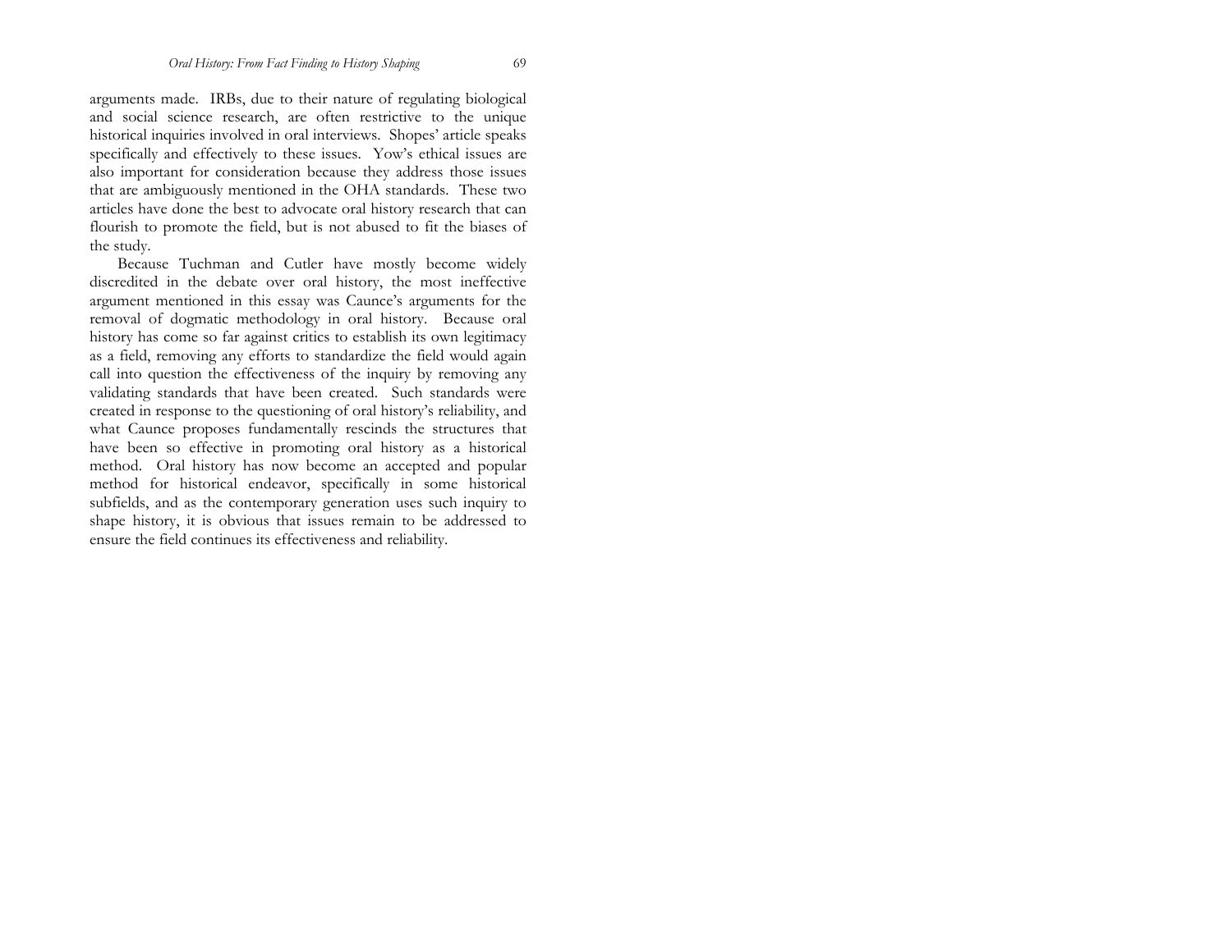arguments made. IRBs, due to their nature of regulating biological and social science research, are often restrictive to the unique historical inquiries involved in oral interviews. Shopes' article speaks specifically and effectively to these issues. Yow's ethical issues are also important for consideration because they address those issues that are ambiguously mentioned in the OHA standards. These two articles have done the best to advocate oral history research that can flourish to promote the field, but is not abused to fit the biases of the study.

Because Tuchman and Cutler have mostly become widely discredited in the debate over oral history, the most ineffective argument mentioned in this essay was Caunce's arguments for the removal of dogmatic methodology in oral history. Because oral history has come so far against critics to establish its own legitimacy as a field, removing any efforts to standardize the field would again call into question the effectiveness of the inquiry by removing any validating standards that have been created. Such standards were created in response to the questioning of oral history's reliability, and what Caunce proposes fundamentally rescinds the structures that have been so effective in promoting oral history as a historical method. Oral history has now become an accepted and popular method for historical endeavor, specifically in some historical subfields, and as the contemporary generation uses such inquiry to shape history, it is obvious that issues remain to be addressed to ensure the field continues its effectiveness and reliability.